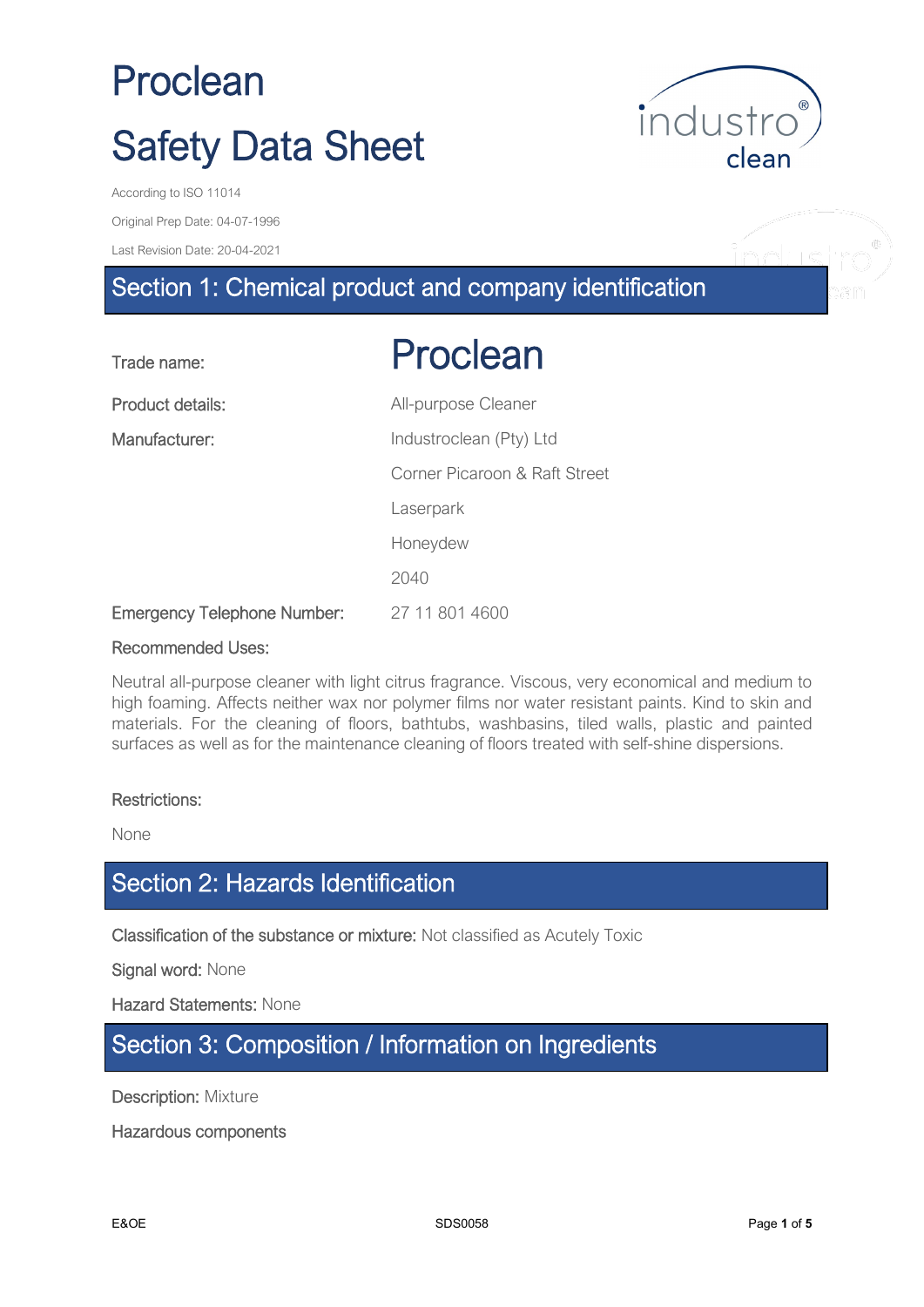# Proclean

# Safety Data Sheet

According to ISO 11014

Original Prep Date: 04-07-1996

Last Revision Date: 20-04-2021

## Section 1: Chemical product and company identification

| | |
|---|---|
| Trade name: | **Proclean** |
| Product details: | All-purpose Cleaner |
| Manufacturer: | Industroclean (Pty) Ltd<br>Corner Picaroon & Raft Street<br>Laserpark<br>Honeydew<br>2040 |
| Emergency Telephone Number: | 27 11 801 4600 |

Recommended Uses:

Neutral all-purpose cleaner with light citrus fragrance. Viscous, very economical and medium to high foaming. Affects neither wax nor polymer films nor water resistant paints. Kind to skin and materials. For the cleaning of floors, bathtubs, washbasins, tiled walls, plastic and painted surfaces as well as for the maintenance cleaning of floors treated with self-shine dispersions.

Restrictions:

None

## Section 2: Hazards Identification

Classification of the substance or mixture: Not classified as Acutely Toxic

Signal word: None

Hazard Statements: None

## Section 3: Composition / Information on Ingredients

Description: Mixture

Hazardous components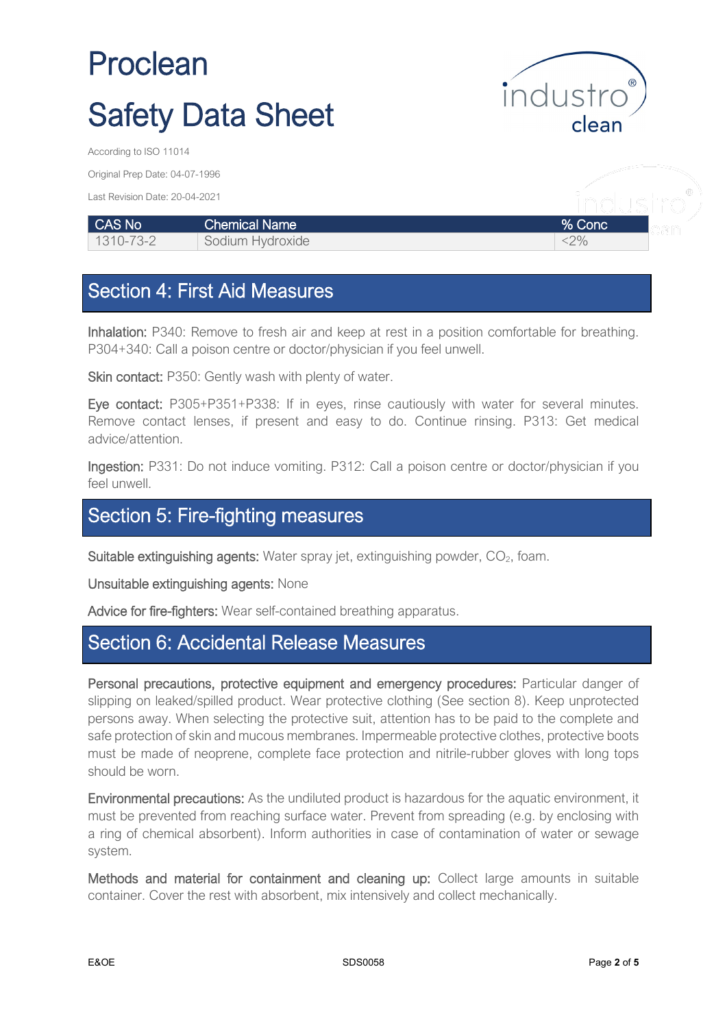# Proclean

# Safety Data Sheet

According to ISO 11014

Original Prep Date: 04-07-1996

Last Revision Date: 20-04-2021

| CAS No | Chemical Name | % Conc |
|---|---|---|
| 1310-73-2 | Sodium Hydroxide | <2% |

## Section 4: First Aid Measures

Inhalation: P340: Remove to fresh air and keep at rest in a position comfortable for breathing. P304+340: Call a poison centre or doctor/physician if you feel unwell.

Skin contact: P350: Gently wash with plenty of water.

Eye contact: P305+P351+P338: If in eyes, rinse cautiously with water for several minutes. Remove contact lenses, if present and easy to do. Continue rinsing. P313: Get medical advice/attention.

Ingestion: P331: Do not induce vomiting. P312: Call a poison centre or doctor/physician if you feel unwell.

## Section 5: Fire-fighting measures

Suitable extinguishing agents: Water spray jet, extinguishing powder, $CO_2$, foam.

Unsuitable extinguishing agents: None

Advice for fire-fighters: Wear self-contained breathing apparatus.

## Section 6: Accidental Release Measures

Personal precautions, protective equipment and emergency procedures: Particular danger of slipping on leaked/spilled product. Wear protective clothing (See section 8). Keep unprotected persons away. When selecting the protective suit, attention has to be paid to the complete and safe protection of skin and mucous membranes. Impermeable protective clothes, protective boots must be made of neoprene, complete face protection and nitrile-rubber gloves with long tops should be worn.

Environmental precautions: As the undiluted product is hazardous for the aquatic environment, it must be prevented from reaching surface water. Prevent from spreading (e.g. by enclosing with a ring of chemical absorbent). Inform authorities in case of contamination of water or sewage system.

Methods and material for containment and cleaning up: Collect large amounts in suitable container. Cover the rest with absorbent, mix intensively and collect mechanically.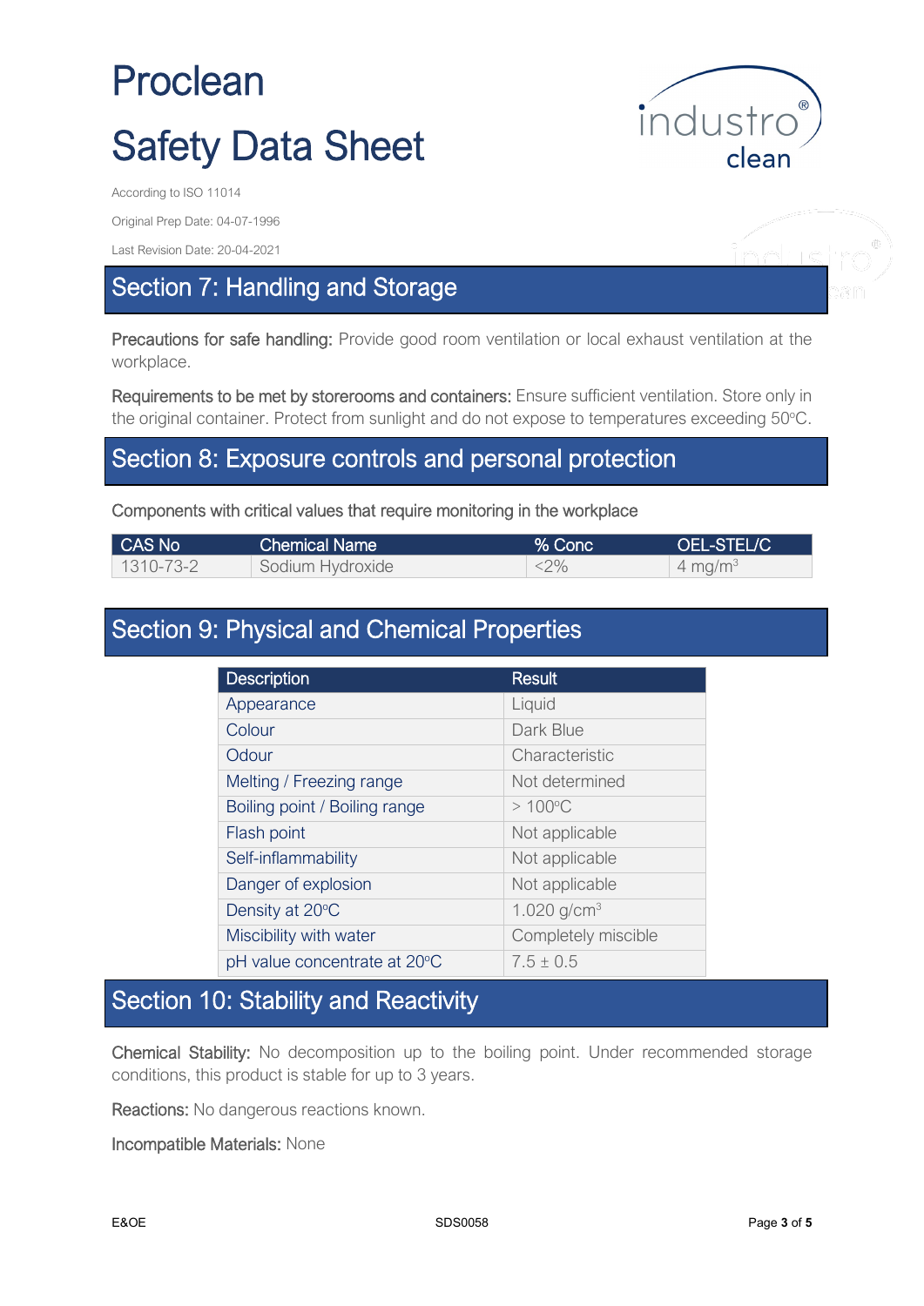# Proclean

# Safety Data Sheet

According to ISO 11014

Original Prep Date: 04-07-1996

Last Revision Date: 20-04-2021

## Section 7: Handling and Storage

**Precautions for safe handling:** Provide good room ventilation or local exhaust ventilation at the workplace.

**Requirements to be met by storerooms and containers:** Ensure sufficient ventilation. Store only in the original container. Protect from sunlight and do not expose to temperatures exceeding 50°C.

## Section 8: Exposure controls and personal protection

Components with critical values that require monitoring in the workplace

| CAS No | Chemical Name | % Conc | OEL-STEL/C |
|---|---|---|---|
| 1310-73-2 | Sodium Hydroxide | <2% | 4 $mg/m^3$ |

## Section 9: Physical and Chemical Properties

| Description | Result |
|---|---|
| Appearance | Liquid |
| Colour | Dark Blue |
| Odour | Characteristic |
| Melting / Freezing range | Not determined |
| Boiling point / Boiling range | > 100°C |
| Flash point | Not applicable |
| Self-inflammability | Not applicable |
| Danger of explosion | Not applicable |
| Density at 20°C | 1.020 $g/cm^3$ |
| Miscibility with water | Completely miscible |
| pH value concentrate at 20°C | $7.5 \pm 0.5$ |

## Section 10: Stability and Reactivity

**Chemical Stability:** No decomposition up to the boiling point. Under recommended storage conditions, this product is stable for up to 3 years.

**Reactions:** No dangerous reactions known.

**Incompatible Materials:** None

E&OE

SDS0058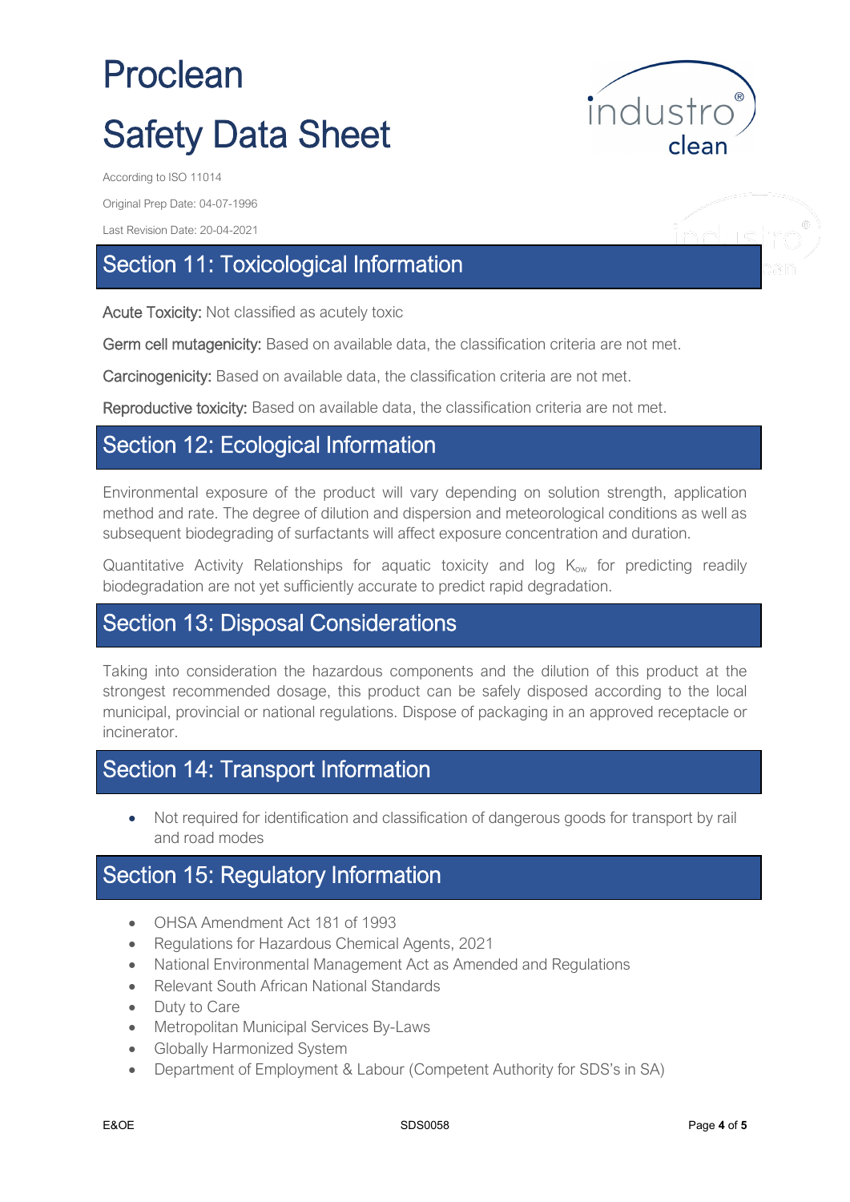# Proclean

# Safety Data Sheet

According to ISO 11014

Original Prep Date: 04-07-1996

Last Revision Date: 20-04-2021

## Section 11: Toxicological Information

**Acute Toxicity:** Not classified as acutely toxic

**Germ cell mutagenicity:** Based on available data, the classification criteria are not met.

**Carcinogenicity:** Based on available data, the classification criteria are not met.

**Reproductive toxicity:** Based on available data, the classification criteria are not met.

## Section 12: Ecological Information

Environmental exposure of the product will vary depending on solution strength, application method and rate. The degree of dilution and dispersion and meteorological conditions as well as subsequent biodegrading of surfactants will affect exposure concentration and duration.

Quantitative Activity Relationships for aquatic toxicity and log $K_{ow}$ for predicting readily biodegradation are not yet sufficiently accurate to predict rapid degradation.

## Section 13: Disposal Considerations

Taking into consideration the hazardous components and the dilution of this product at the strongest recommended dosage, this product can be safely disposed according to the local municipal, provincial or national regulations. Dispose of packaging in an approved receptacle or incinerator.

## Section 14: Transport Information

- Not required for identification and classification of dangerous goods for transport by rail and road modes

## Section 15: Regulatory Information

- OHSA Amendment Act 181 of 1993
- Regulations for Hazardous Chemical Agents, 2021
- National Environmental Management Act as Amended and Regulations
- Relevant South African National Standards
- Duty to Care
- Metropolitan Municipal Services By-Laws
- Globally Harmonized System
- Department of Employment & Labour (Competent Authority for SDS's in SA)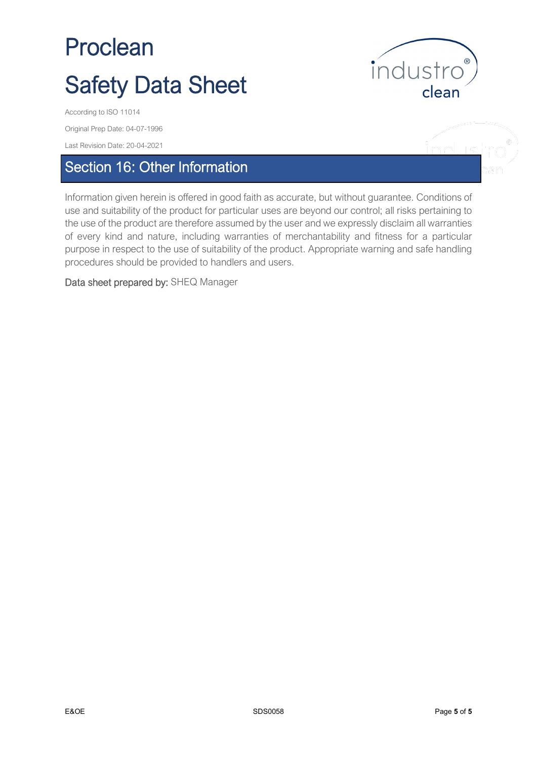# Proclean

# Safety Data Sheet

According to ISO 11014

Original Prep Date: 04-07-1996

Last Revision Date: 20-04-2021

## Section 16: Other Information

Information given herein is offered in good faith as accurate, but without guarantee. Conditions of use and suitability of the product for particular uses are beyond our control; all risks pertaining to the use of the product are therefore assumed by the user and we expressly disclaim all warranties of every kind and nature, including warranties of merchantability and fitness for a particular purpose in respect to the use of suitability of the product. Appropriate warning and safe handling procedures should be provided to handlers and users.

Data sheet prepared by: SHEQ Manager

E&OE

SDS0058